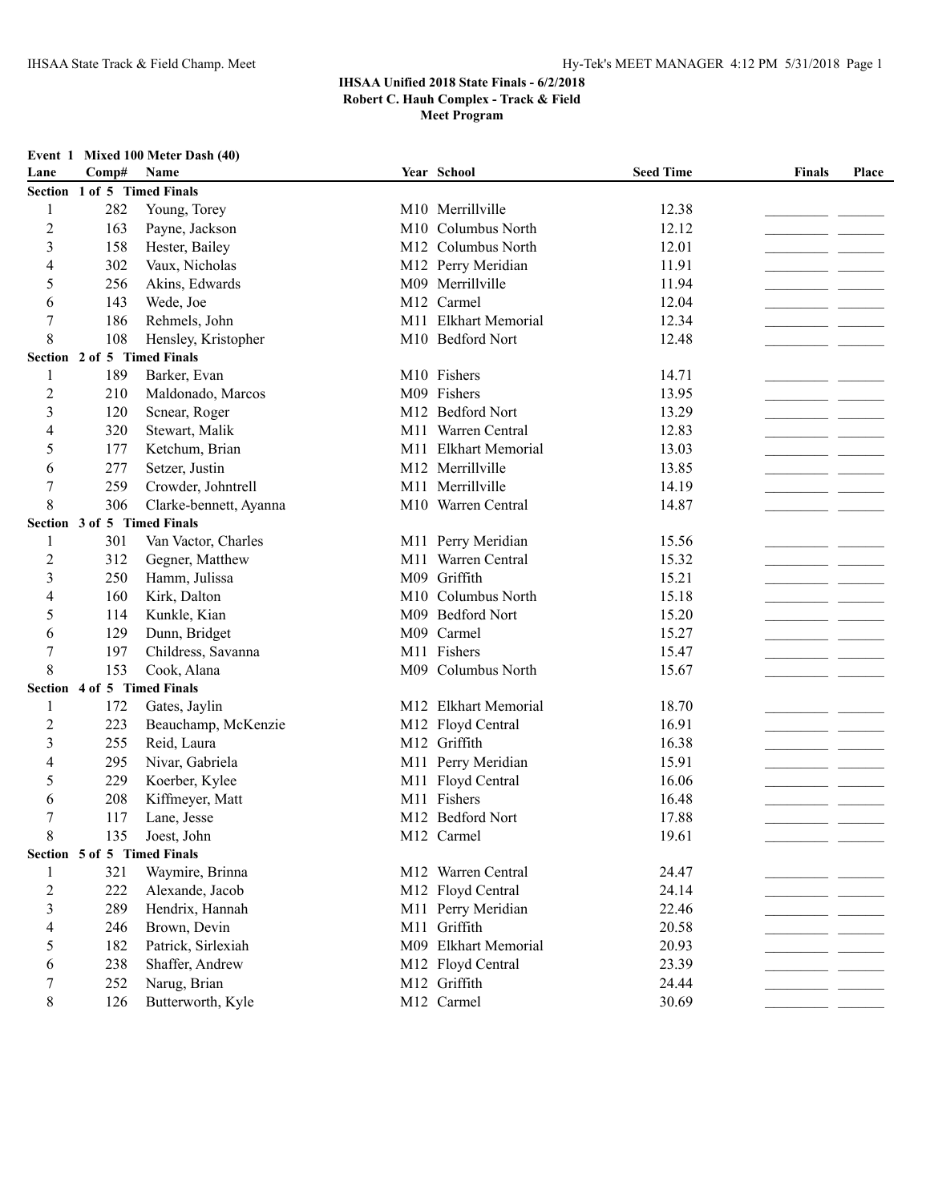## IHSAA Unified 2018 State Finals - 6/2/2018
### Robert C. Hauh Complex - Track & Field
### Meet Program

**Event 1 Mixed 100 Meter Dash (40)**

| Lane | Comp# | Name | Year | School | Seed Time | Finals | Place |
|---|---|---|---|---|---|---|---|
| **Section 1 of 5 Timed Finals** | | | | | | | |
| 1 | 282 | Young, Torey | M10 | Merrillville | 12.38 | | |
| 2 | 163 | Payne, Jackson | M10 | Columbus North | 12.12 | | |
| 3 | 158 | Hester, Bailey | M12 | Columbus North | 12.01 | | |
| 4 | 302 | Vaux, Nicholas | M12 | Perry Meridian | 11.91 | | |
| 5 | 256 | Akins, Edwards | M09 | Merrillville | 11.94 | | |
| 6 | 143 | Wede, Joe | M12 | Carmel | 12.04 | | |
| 7 | 186 | Rehmels, John | M11 | Elkhart Memorial | 12.34 | | |
| 8 | 108 | Hensley, Kristopher | M10 | Bedford Nort | 12.48 | | |
| **Section 2 of 5 Timed Finals** | | | | | | | |
| 1 | 189 | Barker, Evan | M10 | Fishers | 14.71 | | |
| 2 | 210 | Maldonado, Marcos | M09 | Fishers | 13.95 | | |
| 3 | 120 | Scnear, Roger | M12 | Bedford Nort | 13.29 | | |
| 4 | 320 | Stewart, Malik | M11 | Warren Central | 12.83 | | |
| 5 | 177 | Ketchum, Brian | M11 | Elkhart Memorial | 13.03 | | |
| 6 | 277 | Setzer, Justin | M12 | Merrillville | 13.85 | | |
| 7 | 259 | Crowder, Johntrell | M11 | Merrillville | 14.19 | | |
| 8 | 306 | Clarke-bennett, Ayanna | M10 | Warren Central | 14.87 | | |
| **Section 3 of 5 Timed Finals** | | | | | | | |
| 1 | 301 | Van Vactor, Charles | M11 | Perry Meridian | 15.56 | | |
| 2 | 312 | Gegner, Matthew | M11 | Warren Central | 15.32 | | |
| 3 | 250 | Hamm, Julissa | M09 | Griffith | 15.21 | | |
| 4 | 160 | Kirk, Dalton | M10 | Columbus North | 15.18 | | |
| 5 | 114 | Kunkle, Kian | M09 | Bedford Nort | 15.20 | | |
| 6 | 129 | Dunn, Bridget | M09 | Carmel | 15.27 | | |
| 7 | 197 | Childress, Savanna | M11 | Fishers | 15.47 | | |
| 8 | 153 | Cook, Alana | M09 | Columbus North | 15.67 | | |
| **Section 4 of 5 Timed Finals** | | | | | | | |
| 1 | 172 | Gates, Jaylin | M12 | Elkhart Memorial | 18.70 | | |
| 2 | 223 | Beauchamp, McKenzie | M12 | Floyd Central | 16.91 | | |
| 3 | 255 | Reid, Laura | M12 | Griffith | 16.38 | | |
| 4 | 295 | Nivar, Gabriela | M11 | Perry Meridian | 15.91 | | |
| 5 | 229 | Koerber, Kylee | M11 | Floyd Central | 16.06 | | |
| 6 | 208 | Kiffmeyer, Matt | M11 | Fishers | 16.48 | | |
| 7 | 117 | Lane, Jesse | M12 | Bedford Nort | 17.88 | | |
| 8 | 135 | Joest, John | M12 | Carmel | 19.61 | | |
| **Section 5 of 5 Timed Finals** | | | | | | | |
| 1 | 321 | Waymire, Brinna | M12 | Warren Central | 24.47 | | |
| 2 | 222 | Alexande, Jacob | M12 | Floyd Central | 24.14 | | |
| 3 | 289 | Hendrix, Hannah | M11 | Perry Meridian | 22.46 | | |
| 4 | 246 | Brown, Devin | M11 | Griffith | 20.58 | | |
| 5 | 182 | Patrick, Sirlexiah | M09 | Elkhart Memorial | 20.93 | | |
| 6 | 238 | Shaffer, Andrew | M12 | Floyd Central | 23.39 | | |
| 7 | 252 | Narug, Brian | M12 | Griffith | 24.44 | | |
| 8 | 126 | Butterworth, Kyle | M12 | Carmel | 30.69 | | |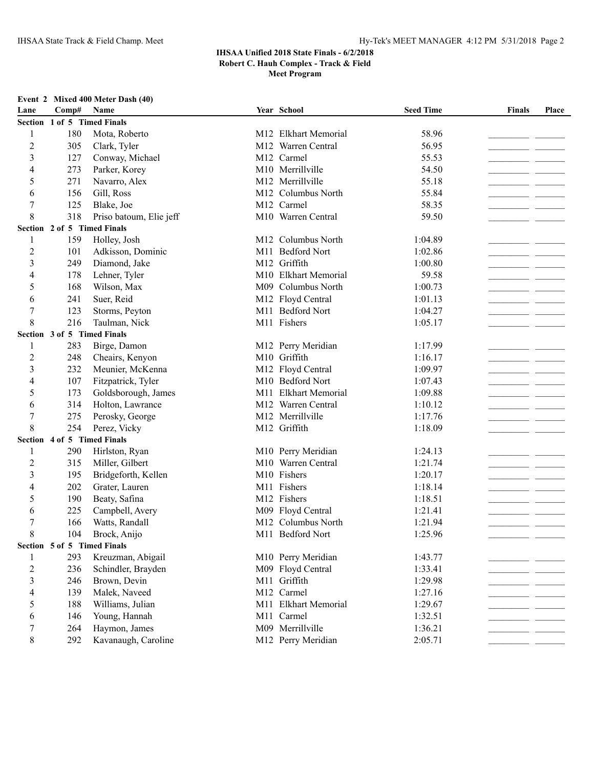**IHSAA Unified 2018 State Finals - 6/2/2018**
**Robert C. Hauh Complex - Track & Field**
**Meet Program**

**Event 2 Mixed 400 Meter Dash (40)**

| Lane | Comp# | Name | Year | School | Seed Time | Finals | Place |
|---|---|---|---|---|---|---|---|
| **Section 1 of 5 Timed Finals** | | | | | | | |
| 1 | 180 | Mota, Roberto | M12 | Elkhart Memorial | 58.96 | _________ | ______ |
| 2 | 305 | Clark, Tyler | M12 | Warren Central | 56.95 | _________ | ______ |
| 3 | 127 | Conway, Michael | M12 | Carmel | 55.53 | _________ | ______ |
| 4 | 273 | Parker, Korey | M10 | Merrillville | 54.50 | _________ | ______ |
| 5 | 271 | Navarro, Alex | M12 | Merrillville | 55.18 | _________ | ______ |
| 6 | 156 | Gill, Ross | M12 | Columbus North | 55.84 | _________ | ______ |
| 7 | 125 | Blake, Joe | M12 | Carmel | 58.35 | _________ | ______ |
| 8 | 318 | Priso batoum, Elie jeff | M10 | Warren Central | 59.50 | _________ | ______ |
| **Section 2 of 5 Timed Finals** | | | | | | | |
| 1 | 159 | Holley, Josh | M12 | Columbus North | 1:04.89 | _________ | ______ |
| 2 | 101 | Adkisson, Dominic | M11 | Bedford Nort | 1:02.86 | _________ | ______ |
| 3 | 249 | Diamond, Jake | M12 | Griffith | 1:00.80 | _________ | ______ |
| 4 | 178 | Lehner, Tyler | M10 | Elkhart Memorial | 59.58 | _________ | ______ |
| 5 | 168 | Wilson, Max | M09 | Columbus North | 1:00.73 | _________ | ______ |
| 6 | 241 | Suer, Reid | M12 | Floyd Central | 1:01.13 | _________ | ______ |
| 7 | 123 | Storms, Peyton | M11 | Bedford Nort | 1:04.27 | _________ | ______ |
| 8 | 216 | Taulman, Nick | M11 | Fishers | 1:05.17 | _________ | ______ |
| **Section 3 of 5 Timed Finals** | | | | | | | |
| 1 | 283 | Birge, Damon | M12 | Perry Meridian | 1:17.99 | _________ | ______ |
| 2 | 248 | Cheairs, Kenyon | M10 | Griffith | 1:16.17 | _________ | ______ |
| 3 | 232 | Meunier, McKenna | M12 | Floyd Central | 1:09.97 | _________ | ______ |
| 4 | 107 | Fitzpatrick, Tyler | M10 | Bedford Nort | 1:07.43 | _________ | ______ |
| 5 | 173 | Goldsborough, James | M11 | Elkhart Memorial | 1:09.88 | _________ | ______ |
| 6 | 314 | Holton, Lawrance | M12 | Warren Central | 1:10.12 | _________ | ______ |
| 7 | 275 | Perosky, George | M12 | Merrillville | 1:17.76 | _________ | ______ |
| 8 | 254 | Perez, Vicky | M12 | Griffith | 1:18.09 | _________ | ______ |
| **Section 4 of 5 Timed Finals** | | | | | | | |
| 1 | 290 | Hirlston, Ryan | M10 | Perry Meridian | 1:24.13 | _________ | ______ |
| 2 | 315 | Miller, Gilbert | M10 | Warren Central | 1:21.74 | _________ | ______ |
| 3 | 195 | Bridgeforth, Kellen | M10 | Fishers | 1:20.17 | _________ | ______ |
| 4 | 202 | Grater, Lauren | M11 | Fishers | 1:18.14 | _________ | ______ |
| 5 | 190 | Beaty, Safina | M12 | Fishers | 1:18.51 | _________ | ______ |
| 6 | 225 | Campbell, Avery | M09 | Floyd Central | 1:21.41 | _________ | ______ |
| 7 | 166 | Watts, Randall | M12 | Columbus North | 1:21.94 | _________ | ______ |
| 8 | 104 | Brock, Anijo | M11 | Bedford Nort | 1:25.96 | _________ | ______ |
| **Section 5 of 5 Timed Finals** | | | | | | | |
| 1 | 293 | Kreuzman, Abigail | M10 | Perry Meridian | 1:43.77 | _________ | ______ |
| 2 | 236 | Schindler, Brayden | M09 | Floyd Central | 1:33.41 | _________ | ______ |
| 3 | 246 | Brown, Devin | M11 | Griffith | 1:29.98 | _________ | ______ |
| 4 | 139 | Malek, Naveed | M12 | Carmel | 1:27.16 | _________ | ______ |
| 5 | 188 | Williams, Julian | M11 | Elkhart Memorial | 1:29.67 | _________ | ______ |
| 6 | 146 | Young, Hannah | M11 | Carmel | 1:32.51 | _________ | ______ |
| 7 | 264 | Haymon, James | M09 | Merrillville | 1:36.21 | _________ | ______ |
| 8 | 292 | Kavanaugh, Caroline | M12 | Perry Meridian | 2:05.71 | _________ | ______ |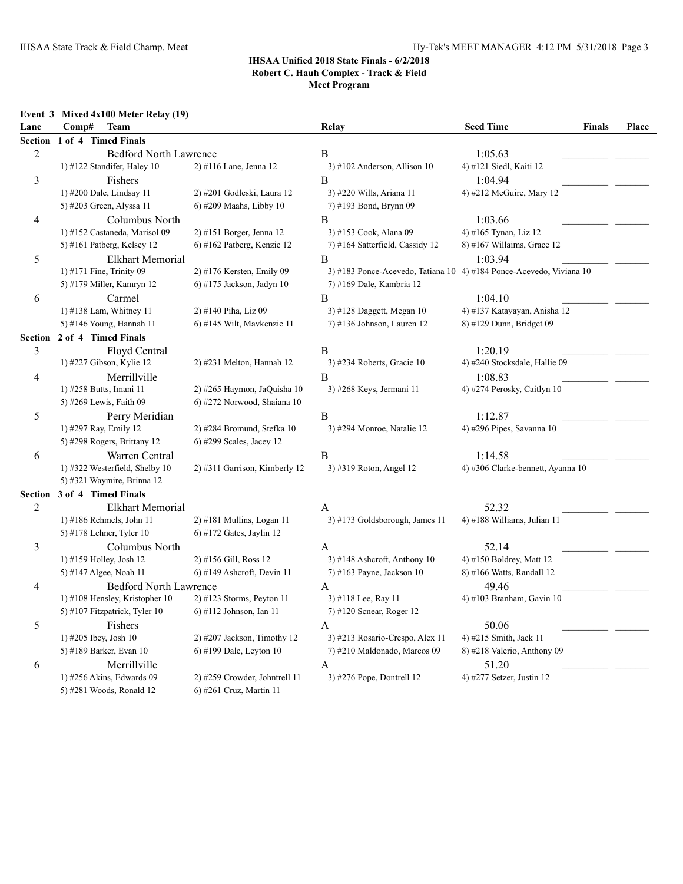**IHSAA Unified 2018 State Finals - 6/2/2018**
**Robert C. Hauh Complex - Track & Field**
**Meet Program**

**Event 3 Mixed 4x100 Meter Relay (19)**

| Lane | Comp# Team | | Relay | Seed Time | Finals | Place |
|---|---|---|---|---|---|---|
| **Section 1 of 4 Timed Finals** | | | | | | |
| 2 | Bedford North Lawrence | | B | 1:05.63 | _________ | _______ |
| | 1) #122 Standifer, Haley 10 | 2) #116 Lane, Jenna 12 | 3) #102 Anderson, Allison 10 | 4) #121 Siedl, Kaiti 12 | | |
| 3 | Fishers | | B | 1:04.94 | _________ | _______ |
| | 1) #200 Dale, Lindsay 11 | 2) #201 Godleski, Laura 12 | 3) #220 Wills, Ariana 11 | 4) #212 McGuire, Mary 12 | | |
| | 5) #203 Green, Alyssa 11 | 6) #209 Maahs, Libby 10 | 7) #193 Bond, Brynn 09 | | | |
| 4 | Columbus North | | B | 1:03.66 | _________ | _______ |
| | 1) #152 Castaneda, Marisol 09 | 2) #151 Borger, Jenna 12 | 3) #153 Cook, Alana 09 | 4) #165 Tynan, Liz 12 | | |
| | 5) #161 Patberg, Kelsey 12 | 6) #162 Patberg, Kenzie 12 | 7) #164 Satterfield, Cassidy 12 | 8) #167 Willaims, Grace 12 | | |
| 5 | Elkhart Memorial | | B | 1:03.94 | _________ | _______ |
| | 1) #171 Fine, Trinity 09 | 2) #176 Kersten, Emily 09 | 3) #183 Ponce-Acevedo, Tatiana 10 | 4) #184 Ponce-Acevedo, Viviana 10 | | |
| | 5) #179 Miller, Kamryn 12 | 6) #175 Jackson, Jadyn 10 | 7) #169 Dale, Kambria 12 | | | |
| 6 | Carmel | | B | 1:04.10 | _________ | _______ |
| | 1) #138 Lam, Whitney 11 | 2) #140 Piha, Liz 09 | 3) #128 Daggett, Megan 10 | 4) #137 Katayayan, Anisha 12 | | |
| | 5) #146 Young, Hannah 11 | 6) #145 Wilt, Mavkenzie 11 | 7) #136 Johnson, Lauren 12 | 8) #129 Dunn, Bridget 09 | | |
| **Section 2 of 4 Timed Finals** | | | | | | |
| 3 | Floyd Central | | B | 1:20.19 | _________ | _______ |
| | 1) #227 Gibson, Kylie 12 | 2) #231 Melton, Hannah 12 | 3) #234 Roberts, Gracie 10 | 4) #240 Stocksdale, Hallie 09 | | |
| 4 | Merrillville | | B | 1:08.83 | _________ | _______ |
| | 1) #258 Butts, Imani 11 | 2) #265 Haymon, JaQuisha 10 | 3) #268 Keys, Jermani 11 | 4) #274 Perosky, Caitlyn 10 | | |
| | 5) #269 Lewis, Faith 09 | 6) #272 Norwood, Shaiana 10 | | | | |
| 5 | Perry Meridian | | B | 1:12.87 | _________ | _______ |
| | 1) #297 Ray, Emily 12 | 2) #284 Bromund, Stefka 10 | 3) #294 Monroe, Natalie 12 | 4) #296 Pipes, Savanna 10 | | |
| | 5) #298 Rogers, Brittany 12 | 6) #299 Scales, Jacey 12 | | | | |
| 6 | Warren Central | | B | 1:14.58 | _________ | _______ |
| | 1) #322 Westerfield, Shelby 10 | 2) #311 Garrison, Kimberly 12 | 3) #319 Roton, Angel 12 | 4) #306 Clarke-bennett, Ayanna 10 | | |
| | 5) #321 Waymire, Brinna 12 | | | | | |
| **Section 3 of 4 Timed Finals** | | | | | | |
| 2 | Elkhart Memorial | | A | 52.32 | _________ | _______ |
| | 1) #186 Rehmels, John 11 | 2) #181 Mullins, Logan 11 | 3) #173 Goldsborough, James 11 | 4) #188 Williams, Julian 11 | | |
| | 5) #178 Lehner, Tyler 10 | 6) #172 Gates, Jaylin 12 | | | | |
| 3 | Columbus North | | A | 52.14 | _________ | _______ |
| | 1) #159 Holley, Josh 12 | 2) #156 Gill, Ross 12 | 3) #148 Ashcroft, Anthony 10 | 4) #150 Boldrey, Matt 12 | | |
| | 5) #147 Algee, Noah 11 | 6) #149 Ashcroft, Devin 11 | 7) #163 Payne, Jackson 10 | 8) #166 Watts, Randall 12 | | |
| 4 | Bedford North Lawrence | | A | 49.46 | _________ | _______ |
| | 1) #108 Hensley, Kristopher 10 | 2) #123 Storms, Peyton 11 | 3) #118 Lee, Ray 11 | 4) #103 Branham, Gavin 10 | | |
| | 5) #107 Fitzpatrick, Tyler 10 | 6) #112 Johnson, Ian 11 | 7) #120 Scnear, Roger 12 | | | |
| 5 | Fishers | | A | 50.06 | _________ | _______ |
| | 1) #205 Ibey, Josh 10 | 2) #207 Jackson, Timothy 12 | 3) #213 Rosario-Crespo, Alex 11 | 4) #215 Smith, Jack 11 | | |
| | 5) #189 Barker, Evan 10 | 6) #199 Dale, Leyton 10 | 7) #210 Maldonado, Marcos 09 | 8) #218 Valerio, Anthony 09 | | |
| 6 | Merrillville | | A | 51.20 | _________ | _______ |
| | 1) #256 Akins, Edwards 09 | 2) #259 Crowder, Johntrell 11 | 3) #276 Pope, Dontrell 12 | 4) #277 Setzer, Justin 12 | | |
| | 5) #281 Woods, Ronald 12 | 6) #261 Cruz, Martin 11 | | | | |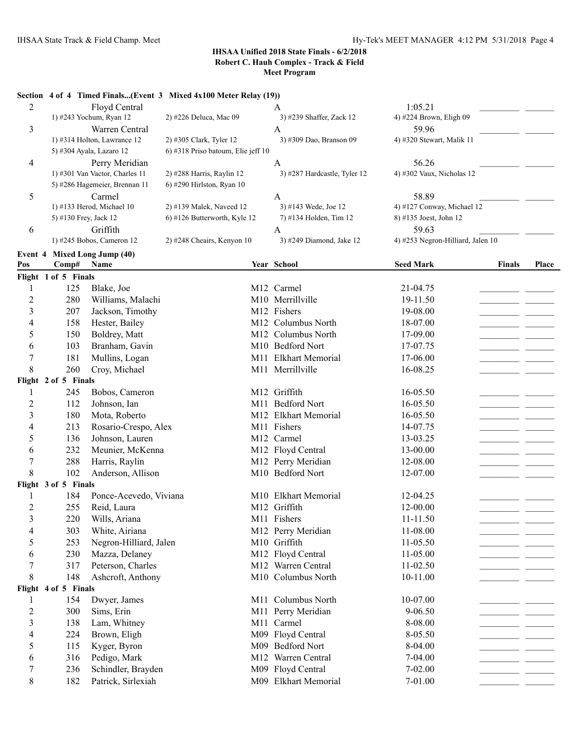**IHSAA Unified 2018 State Finals - 6/2/2018**
**Robert C. Hauh Complex - Track & Field**
**Meet Program**

**Section 4 of 4 Timed Finals...(Event 3 Mixed 4x100 Meter Relay (19))**

| Lane | Team | Relay | Seed Time | Finals | Place |
|---|---|---|---|---|---|
| 2 | Floyd Central | A | 1:05.21 | _________ | _______ |
| | 1) #243 Yochum, Ryan 12; 2) #226 Deluca, Mac 09; 3) #239 Shaffer, Zack 12; 4) #224 Brown, Eligh 09 | | | | |
| 3 | Warren Central | A | 59.96 | _________ | _______ |
| | 1) #314 Holton, Lawrance 12; 2) #305 Clark, Tyler 12; 3) #309 Dao, Branson 09; 4) #320 Stewart, Malik 11; 5) #304 Ayala, Lazaro 12; 6) #318 Priso batoum, Elie jeff 10 | | | | |
| 4 | Perry Meridian | A | 56.26 | _________ | _______ |
| | 1) #301 Van Vactor, Charles 11; 2) #288 Harris, Raylin 12; 3) #287 Hardcastle, Tyler 12; 4) #302 Vaux, Nicholas 12; 5) #286 Hagemeier, Brennan 11; 6) #290 Hirlston, Ryan 10 | | | | |
| 5 | Carmel | A | 58.89 | _________ | _______ |
| | 1) #133 Herod, Michael 10; 2) #139 Malek, Naveed 12; 3) #143 Wede, Joe 12; 4) #127 Conway, Michael 12; 5) #130 Frey, Jack 12; 6) #126 Butterworth, Kyle 12; 7) #134 Holden, Tim 12; 8) #135 Joest, John 12 | | | | |
| 6 | Griffith | A | 59.63 | _________ | _______ |
| | 1) #245 Bobos, Cameron 12; 2) #248 Cheairs, Kenyon 10; 3) #249 Diamond, Jake 12; 4) #253 Negron-Hilliard, Jalen 10 | | | | |

**Event 4 Mixed Long Jump (40)**

| Pos | Comp# | Name | Year | School | Seed Mark | Finals | Place |
|---|---|---|---|---|---|---|---|
| **Flight 1 of 5 Finals** | | | | | | | |
| 1 | 125 | Blake, Joe | M12 | Carmel | 21-04.75 | _________ | _______ |
| 2 | 280 | Williams, Malachi | M10 | Merrillville | 19-11.50 | _________ | _______ |
| 3 | 207 | Jackson, Timothy | M12 | Fishers | 19-08.00 | _________ | _______ |
| 4 | 158 | Hester, Bailey | M12 | Columbus North | 18-07.00 | _________ | _______ |
| 5 | 150 | Boldrey, Matt | M12 | Columbus North | 17-09.00 | _________ | _______ |
| 6 | 103 | Branham, Gavin | M10 | Bedford Nort | 17-07.75 | _________ | _______ |
| 7 | 181 | Mullins, Logan | M11 | Elkhart Memorial | 17-06.00 | _________ | _______ |
| 8 | 260 | Croy, Michael | M11 | Merrillville | 16-08.25 | _________ | _______ |
| **Flight 2 of 5 Finals** | | | | | | | |
| 1 | 245 | Bobos, Cameron | M12 | Griffith | 16-05.50 | _________ | _______ |
| 2 | 112 | Johnson, Ian | M11 | Bedford Nort | 16-05.50 | _________ | _______ |
| 3 | 180 | Mota, Roberto | M12 | Elkhart Memorial | 16-05.50 | _________ | _______ |
| 4 | 213 | Rosario-Crespo, Alex | M11 | Fishers | 14-07.75 | _________ | _______ |
| 5 | 136 | Johnson, Lauren | M12 | Carmel | 13-03.25 | _________ | _______ |
| 6 | 232 | Meunier, McKenna | M12 | Floyd Central | 13-00.00 | _________ | _______ |
| 7 | 288 | Harris, Raylin | M12 | Perry Meridian | 12-08.00 | _________ | _______ |
| 8 | 102 | Anderson, Allison | M10 | Bedford Nort | 12-07.00 | _________ | _______ |
| **Flight 3 of 5 Finals** | | | | | | | |
| 1 | 184 | Ponce-Acevedo, Viviana | M10 | Elkhart Memorial | 12-04.25 | _________ | _______ |
| 2 | 255 | Reid, Laura | M12 | Griffith | 12-00.00 | _________ | _______ |
| 3 | 220 | Wills, Ariana | M11 | Fishers | 11-11.50 | _________ | _______ |
| 4 | 303 | White, Airiana | M12 | Perry Meridian | 11-08.00 | _________ | _______ |
| 5 | 253 | Negron-Hilliard, Jalen | M10 | Griffith | 11-05.50 | _________ | _______ |
| 6 | 230 | Mazza, Delaney | M12 | Floyd Central | 11-05.00 | _________ | _______ |
| 7 | 317 | Peterson, Charles | M12 | Warren Central | 11-02.50 | _________ | _______ |
| 8 | 148 | Ashcroft, Anthony | M10 | Columbus North | 10-11.00 | _________ | _______ |
| **Flight 4 of 5 Finals** | | | | | | | |
| 1 | 154 | Dwyer, James | M11 | Columbus North | 10-07.00 | _________ | _______ |
| 2 | 300 | Sims, Erin | M11 | Perry Meridian | 9-06.50 | _________ | _______ |
| 3 | 138 | Lam, Whitney | M11 | Carmel | 8-08.00 | _________ | _______ |
| 4 | 224 | Brown, Eligh | M09 | Floyd Central | 8-05.50 | _________ | _______ |
| 5 | 115 | Kyger, Byron | M09 | Bedford Nort | 8-04.00 | _________ | _______ |
| 6 | 316 | Pedigo, Mark | M12 | Warren Central | 7-04.00 | _________ | _______ |
| 7 | 236 | Schindler, Brayden | M09 | Floyd Central | 7-02.00 | _________ | _______ |
| 8 | 182 | Patrick, Sirlexiah | M09 | Elkhart Memorial | 7-01.00 | _________ | _______ |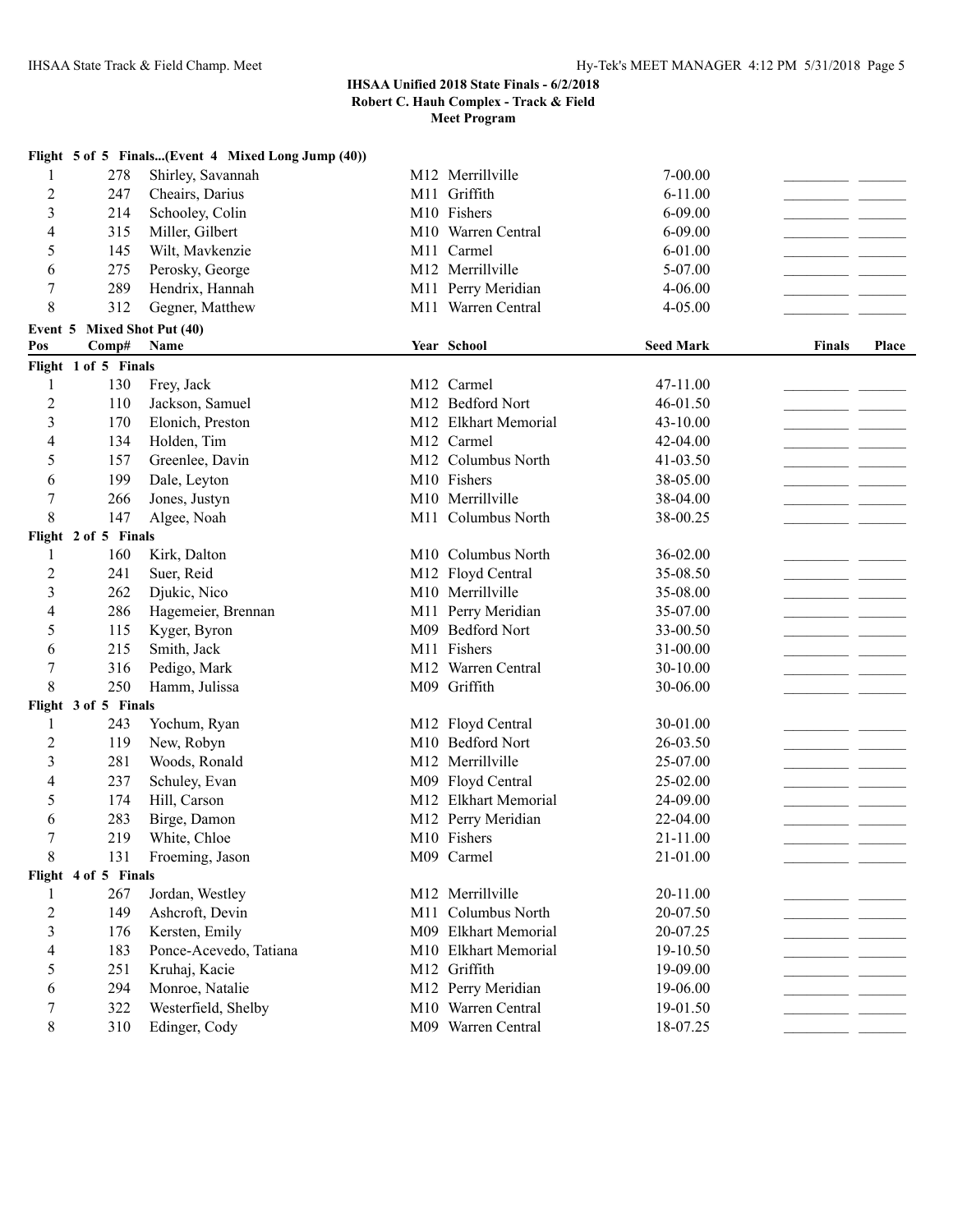**IHSAA Unified 2018 State Finals - 6/2/2018**
**Robert C. Hauh Complex - Track & Field**
**Meet Program**

**Flight 5 of 5 Finals...(Event 4 Mixed Long Jump (40))**

| Pos | Comp# | Name | Year | School | Seed Mark | Finals | Place |
|---|---|---|---|---|---|---|---|
| 1 | 278 | Shirley, Savannah | M12 | Merrillville | 7-00.00 | | |
| 2 | 247 | Cheairs, Darius | M11 | Griffith | 6-11.00 | | |
| 3 | 214 | Schooley, Colin | M10 | Fishers | 6-09.00 | | |
| 4 | 315 | Miller, Gilbert | M10 | Warren Central | 6-09.00 | | |
| 5 | 145 | Wilt, Mavkenzie | M11 | Carmel | 6-01.00 | | |
| 6 | 275 | Perosky, George | M12 | Merrillville | 5-07.00 | | |
| 7 | 289 | Hendrix, Hannah | M11 | Perry Meridian | 4-06.00 | | |
| 8 | 312 | Gegner, Matthew | M11 | Warren Central | 4-05.00 | | |

**Event 5 Mixed Shot Put (40)**

| Pos | Comp# | Name | Year | School | Seed Mark | Finals | Place |
|---|---|---|---|---|---|---|---|
| **Flight 1 of 5 Finals** | | | | | | | |
| 1 | 130 | Frey, Jack | M12 | Carmel | 47-11.00 | | |
| 2 | 110 | Jackson, Samuel | M12 | Bedford Nort | 46-01.50 | | |
| 3 | 170 | Elonich, Preston | M12 | Elkhart Memorial | 43-10.00 | | |
| 4 | 134 | Holden, Tim | M12 | Carmel | 42-04.00 | | |
| 5 | 157 | Greenlee, Davin | M12 | Columbus North | 41-03.50 | | |
| 6 | 199 | Dale, Leyton | M10 | Fishers | 38-05.00 | | |
| 7 | 266 | Jones, Justyn | M10 | Merrillville | 38-04.00 | | |
| 8 | 147 | Algee, Noah | M11 | Columbus North | 38-00.25 | | |
| **Flight 2 of 5 Finals** | | | | | | | |
| 1 | 160 | Kirk, Dalton | M10 | Columbus North | 36-02.00 | | |
| 2 | 241 | Suer, Reid | M12 | Floyd Central | 35-08.50 | | |
| 3 | 262 | Djukic, Nico | M10 | Merrillville | 35-08.00 | | |
| 4 | 286 | Hagemeier, Brennan | M11 | Perry Meridian | 35-07.00 | | |
| 5 | 115 | Kyger, Byron | M09 | Bedford Nort | 33-00.50 | | |
| 6 | 215 | Smith, Jack | M11 | Fishers | 31-00.00 | | |
| 7 | 316 | Pedigo, Mark | M12 | Warren Central | 30-10.00 | | |
| 8 | 250 | Hamm, Julissa | M09 | Griffith | 30-06.00 | | |
| **Flight 3 of 5 Finals** | | | | | | | |
| 1 | 243 | Yochum, Ryan | M12 | Floyd Central | 30-01.00 | | |
| 2 | 119 | New, Robyn | M10 | Bedford Nort | 26-03.50 | | |
| 3 | 281 | Woods, Ronald | M12 | Merrillville | 25-07.00 | | |
| 4 | 237 | Schuley, Evan | M09 | Floyd Central | 25-02.00 | | |
| 5 | 174 | Hill, Carson | M12 | Elkhart Memorial | 24-09.00 | | |
| 6 | 283 | Birge, Damon | M12 | Perry Meridian | 22-04.00 | | |
| 7 | 219 | White, Chloe | M10 | Fishers | 21-11.00 | | |
| 8 | 131 | Froeming, Jason | M09 | Carmel | 21-01.00 | | |
| **Flight 4 of 5 Finals** | | | | | | | |
| 1 | 267 | Jordan, Westley | M12 | Merrillville | 20-11.00 | | |
| 2 | 149 | Ashcroft, Devin | M11 | Columbus North | 20-07.50 | | |
| 3 | 176 | Kersten, Emily | M09 | Elkhart Memorial | 20-07.25 | | |
| 4 | 183 | Ponce-Acevedo, Tatiana | M10 | Elkhart Memorial | 19-10.50 | | |
| 5 | 251 | Kruhaj, Kacie | M12 | Griffith | 19-09.00 | | |
| 6 | 294 | Monroe, Natalie | M12 | Perry Meridian | 19-06.00 | | |
| 7 | 322 | Westerfield, Shelby | M10 | Warren Central | 19-01.50 | | |
| 8 | 310 | Edinger, Cody | M09 | Warren Central | 18-07.25 | | |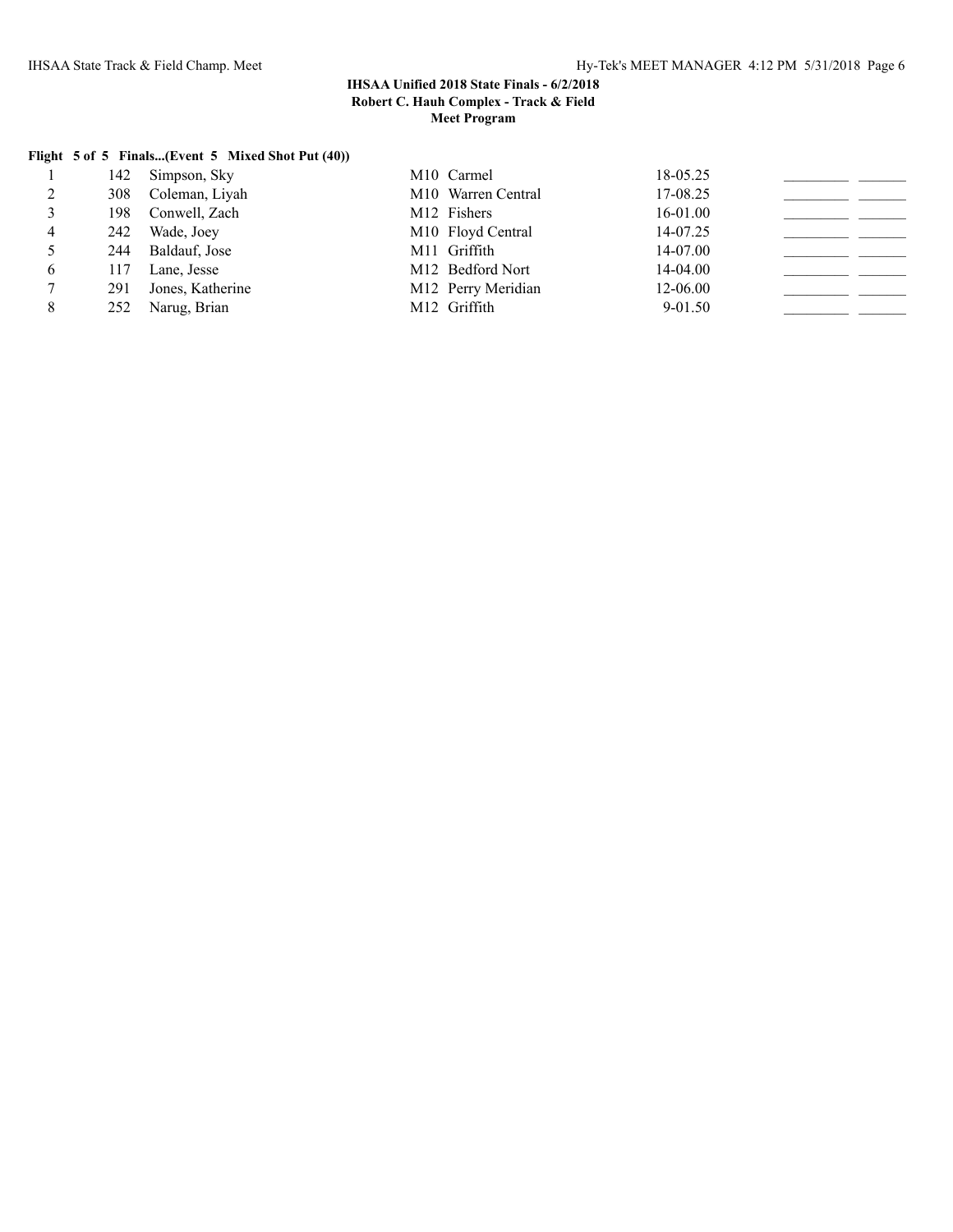**IHSAA Unified 2018 State Finals - 6/2/2018**
**Robert C. Hauh Complex - Track & Field**
**Meet Program**

**Flight 5 of 5 Finals...(Event 5 Mixed Shot Put (40))**

| | | | | | | |
|---|---|---|---|---|---|---|
| 1 | 142 | Simpson, Sky | M10 | Carmel | 18-05.25 | _________ _______ |
| 2 | 308 | Coleman, Liyah | M10 | Warren Central | 17-08.25 | _________ _______ |
| 3 | 198 | Conwell, Zach | M12 | Fishers | 16-01.00 | _________ _______ |
| 4 | 242 | Wade, Joey | M10 | Floyd Central | 14-07.25 | _________ _______ |
| 5 | 244 | Baldauf, Jose | M11 | Griffith | 14-07.00 | _________ _______ |
| 6 | 117 | Lane, Jesse | M12 | Bedford Nort | 14-04.00 | _________ _______ |
| 7 | 291 | Jones, Katherine | M12 | Perry Meridian | 12-06.00 | _________ _______ |
| 8 | 252 | Narug, Brian | M12 | Griffith | 9-01.50 | _________ _______ |